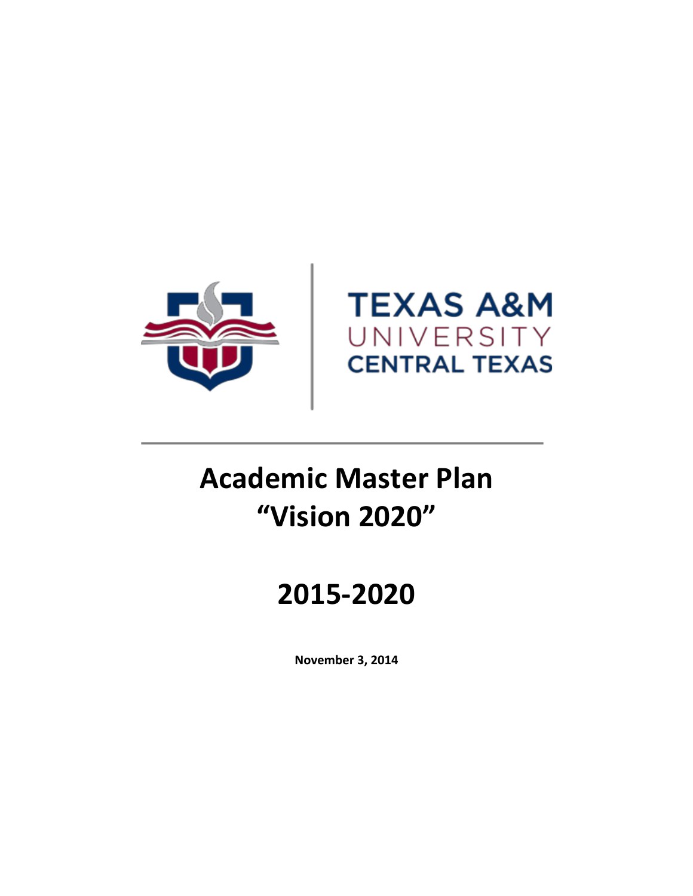TEXAS A&M UNIVERSITY CENTRAL TEXAS

# Academic Master Plan
# "Vision 2020"

# 2015-2020

**November 3, 2014**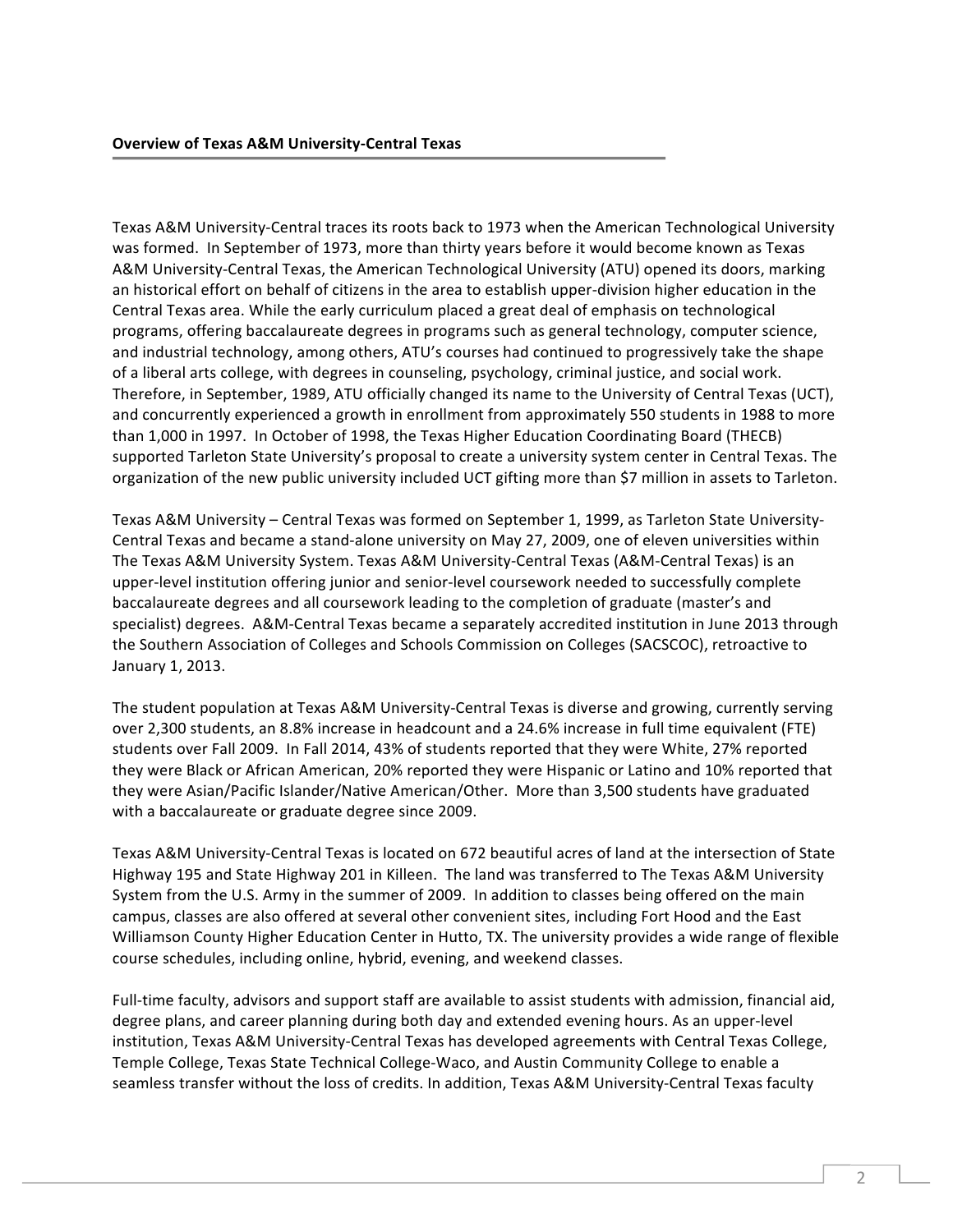## Overview of Texas A&M University-Central Texas

Texas A&M University-Central traces its roots back to 1973 when the American Technological University was formed. In September of 1973, more than thirty years before it would become known as Texas A&M University-Central Texas, the American Technological University (ATU) opened its doors, marking an historical effort on behalf of citizens in the area to establish upper-division higher education in the Central Texas area. While the early curriculum placed a great deal of emphasis on technological programs, offering baccalaureate degrees in programs such as general technology, computer science, and industrial technology, among others, ATU's courses had continued to progressively take the shape of a liberal arts college, with degrees in counseling, psychology, criminal justice, and social work. Therefore, in September, 1989, ATU officially changed its name to the University of Central Texas (UCT), and concurrently experienced a growth in enrollment from approximately 550 students in 1988 to more than 1,000 in 1997. In October of 1998, the Texas Higher Education Coordinating Board (THECB) supported Tarleton State University's proposal to create a university system center in Central Texas. The organization of the new public university included UCT gifting more than $7 million in assets to Tarleton.

Texas A&M University – Central Texas was formed on September 1, 1999, as Tarleton State University-Central Texas and became a stand-alone university on May 27, 2009, one of eleven universities within The Texas A&M University System. Texas A&M University-Central Texas (A&M-Central Texas) is an upper-level institution offering junior and senior-level coursework needed to successfully complete baccalaureate degrees and all coursework leading to the completion of graduate (master's and specialist) degrees. A&M-Central Texas became a separately accredited institution in June 2013 through the Southern Association of Colleges and Schools Commission on Colleges (SACSCOC), retroactive to January 1, 2013.

The student population at Texas A&M University-Central Texas is diverse and growing, currently serving over 2,300 students, an 8.8% increase in headcount and a 24.6% increase in full time equivalent (FTE) students over Fall 2009. In Fall 2014, 43% of students reported that they were White, 27% reported they were Black or African American, 20% reported they were Hispanic or Latino and 10% reported that they were Asian/Pacific Islander/Native American/Other. More than 3,500 students have graduated with a baccalaureate or graduate degree since 2009.

Texas A&M University-Central Texas is located on 672 beautiful acres of land at the intersection of State Highway 195 and State Highway 201 in Killeen. The land was transferred to The Texas A&M University System from the U.S. Army in the summer of 2009. In addition to classes being offered on the main campus, classes are also offered at several other convenient sites, including Fort Hood and the East Williamson County Higher Education Center in Hutto, TX. The university provides a wide range of flexible course schedules, including online, hybrid, evening, and weekend classes.

Full-time faculty, advisors and support staff are available to assist students with admission, financial aid, degree plans, and career planning during both day and extended evening hours. As an upper-level institution, Texas A&M University-Central Texas has developed agreements with Central Texas College, Temple College, Texas State Technical College-Waco, and Austin Community College to enable a seamless transfer without the loss of credits. In addition, Texas A&M University-Central Texas faculty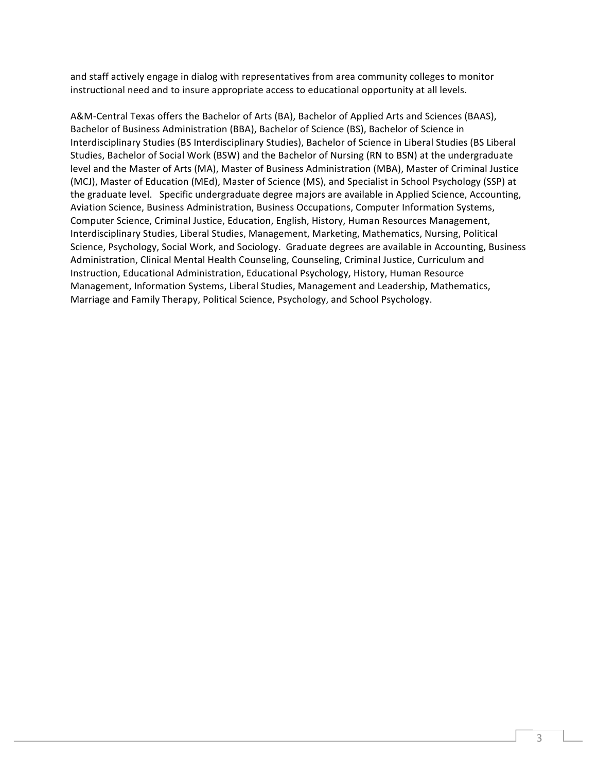and staff actively engage in dialog with representatives from area community colleges to monitor instructional need and to insure appropriate access to educational opportunity at all levels.

A&M-Central Texas offers the Bachelor of Arts (BA), Bachelor of Applied Arts and Sciences (BAAS), Bachelor of Business Administration (BBA), Bachelor of Science (BS), Bachelor of Science in Interdisciplinary Studies (BS Interdisciplinary Studies), Bachelor of Science in Liberal Studies (BS Liberal Studies, Bachelor of Social Work (BSW) and the Bachelor of Nursing (RN to BSN) at the undergraduate level and the Master of Arts (MA), Master of Business Administration (MBA), Master of Criminal Justice (MCJ), Master of Education (MEd), Master of Science (MS), and Specialist in School Psychology (SSP) at the graduate level. Specific undergraduate degree majors are available in Applied Science, Accounting, Aviation Science, Business Administration, Business Occupations, Computer Information Systems, Computer Science, Criminal Justice, Education, English, History, Human Resources Management, Interdisciplinary Studies, Liberal Studies, Management, Marketing, Mathematics, Nursing, Political Science, Psychology, Social Work, and Sociology. Graduate degrees are available in Accounting, Business Administration, Clinical Mental Health Counseling, Counseling, Criminal Justice, Curriculum and Instruction, Educational Administration, Educational Psychology, History, Human Resource Management, Information Systems, Liberal Studies, Management and Leadership, Mathematics, Marriage and Family Therapy, Political Science, Psychology, and School Psychology.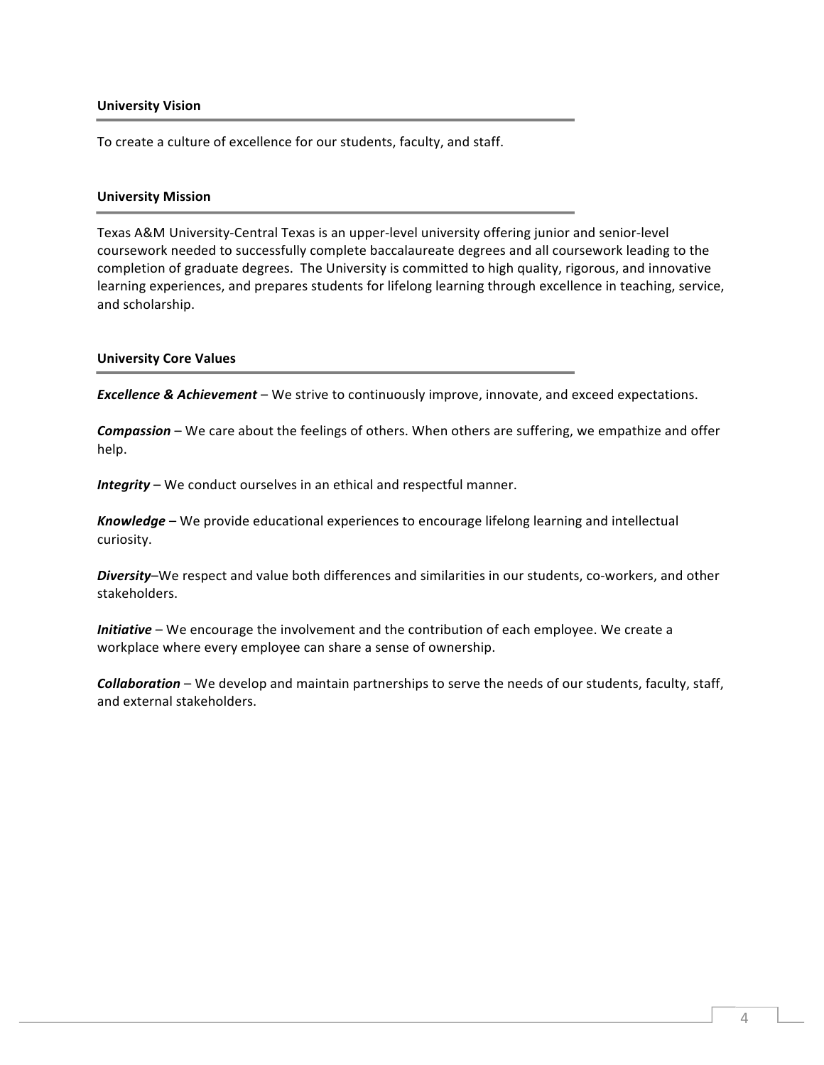## University Vision

To create a culture of excellence for our students, faculty, and staff.

## University Mission

Texas A&M University-Central Texas is an upper-level university offering junior and senior-level coursework needed to successfully complete baccalaureate degrees and all coursework leading to the completion of graduate degrees. The University is committed to high quality, rigorous, and innovative learning experiences, and prepares students for lifelong learning through excellence in teaching, service, and scholarship.

## University Core Values

***Excellence & Achievement*** – We strive to continuously improve, innovate, and exceed expectations.

***Compassion*** – We care about the feelings of others. When others are suffering, we empathize and offer help.

***Integrity*** – We conduct ourselves in an ethical and respectful manner.

***Knowledge*** – We provide educational experiences to encourage lifelong learning and intellectual curiosity.

***Diversity***–We respect and value both differences and similarities in our students, co-workers, and other stakeholders.

***Initiative*** – We encourage the involvement and the contribution of each employee. We create a workplace where every employee can share a sense of ownership.

***Collaboration*** – We develop and maintain partnerships to serve the needs of our students, faculty, staff, and external stakeholders.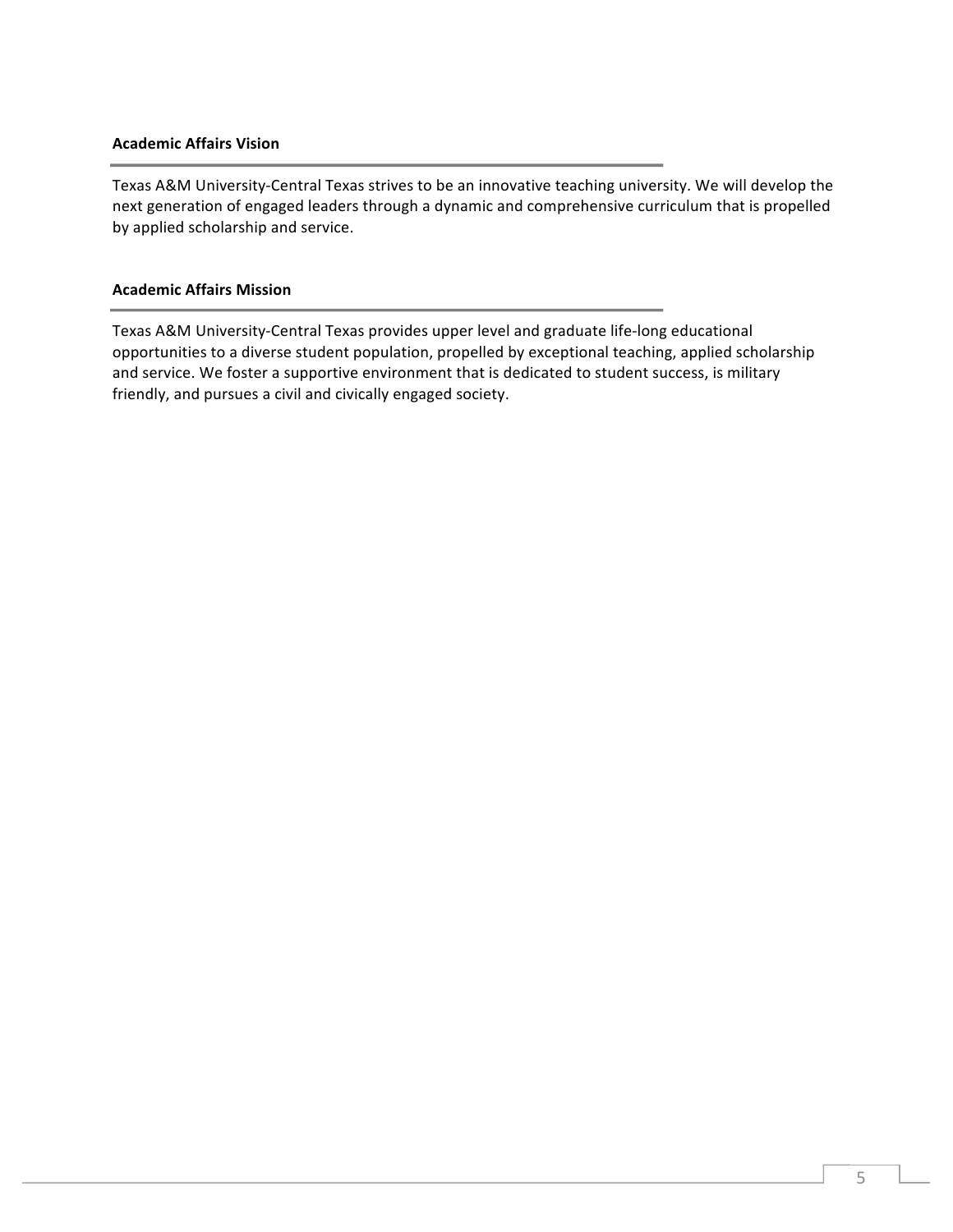## Academic Affairs Vision

Texas A&M University-Central Texas strives to be an innovative teaching university. We will develop the next generation of engaged leaders through a dynamic and comprehensive curriculum that is propelled by applied scholarship and service.

## Academic Affairs Mission

Texas A&M University-Central Texas provides upper level and graduate life-long educational opportunities to a diverse student population, propelled by exceptional teaching, applied scholarship and service. We foster a supportive environment that is dedicated to student success, is military friendly, and pursues a civil and civically engaged society.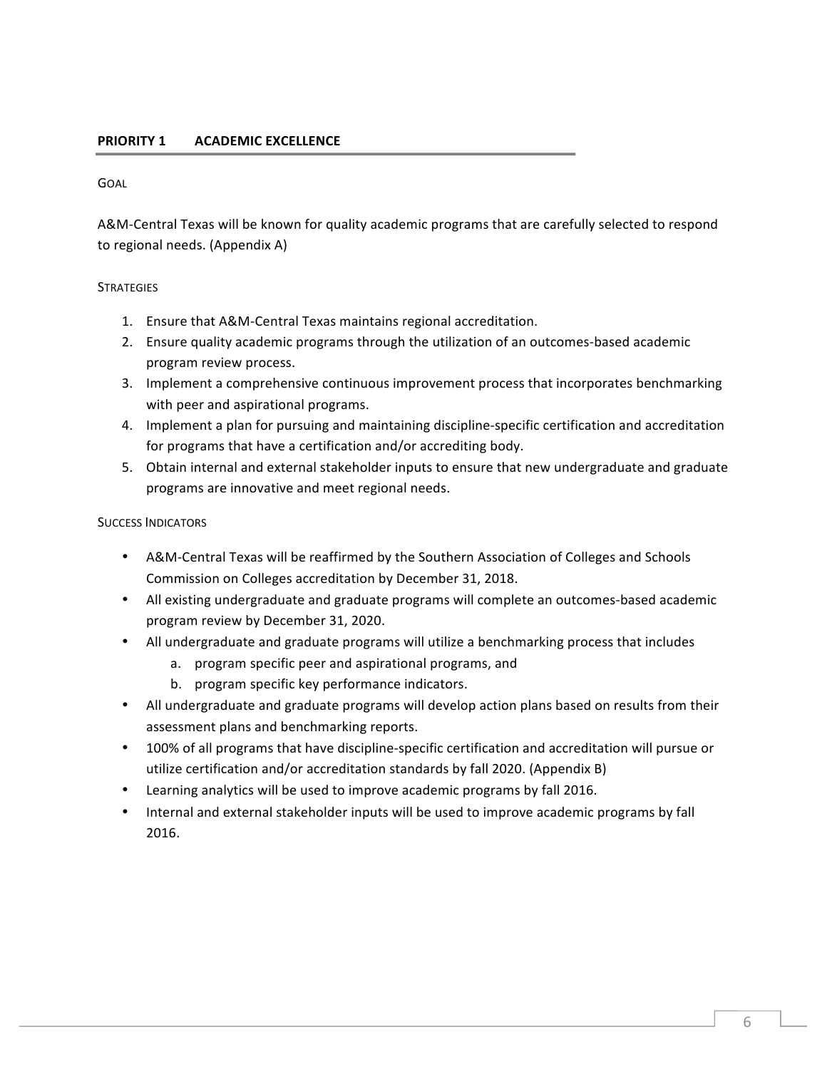## PRIORITY 1 ACADEMIC EXCELLENCE

### GOAL

A&M-Central Texas will be known for quality academic programs that are carefully selected to respond to regional needs. (Appendix A)

### STRATEGIES

1. Ensure that A&M-Central Texas maintains regional accreditation.
2. Ensure quality academic programs through the utilization of an outcomes-based academic program review process.
3. Implement a comprehensive continuous improvement process that incorporates benchmarking with peer and aspirational programs.
4. Implement a plan for pursuing and maintaining discipline-specific certification and accreditation for programs that have a certification and/or accrediting body.
5. Obtain internal and external stakeholder inputs to ensure that new undergraduate and graduate programs are innovative and meet regional needs.

### SUCCESS INDICATORS

- A&M-Central Texas will be reaffirmed by the Southern Association of Colleges and Schools Commission on Colleges accreditation by December 31, 2018.
- All existing undergraduate and graduate programs will complete an outcomes-based academic program review by December 31, 2020.
- All undergraduate and graduate programs will utilize a benchmarking process that includes
    a. program specific peer and aspirational programs, and
    b. program specific key performance indicators.
- All undergraduate and graduate programs will develop action plans based on results from their assessment plans and benchmarking reports.
- 100% of all programs that have discipline-specific certification and accreditation will pursue or utilize certification and/or accreditation standards by fall 2020. (Appendix B)
- Learning analytics will be used to improve academic programs by fall 2016.
- Internal and external stakeholder inputs will be used to improve academic programs by fall 2016.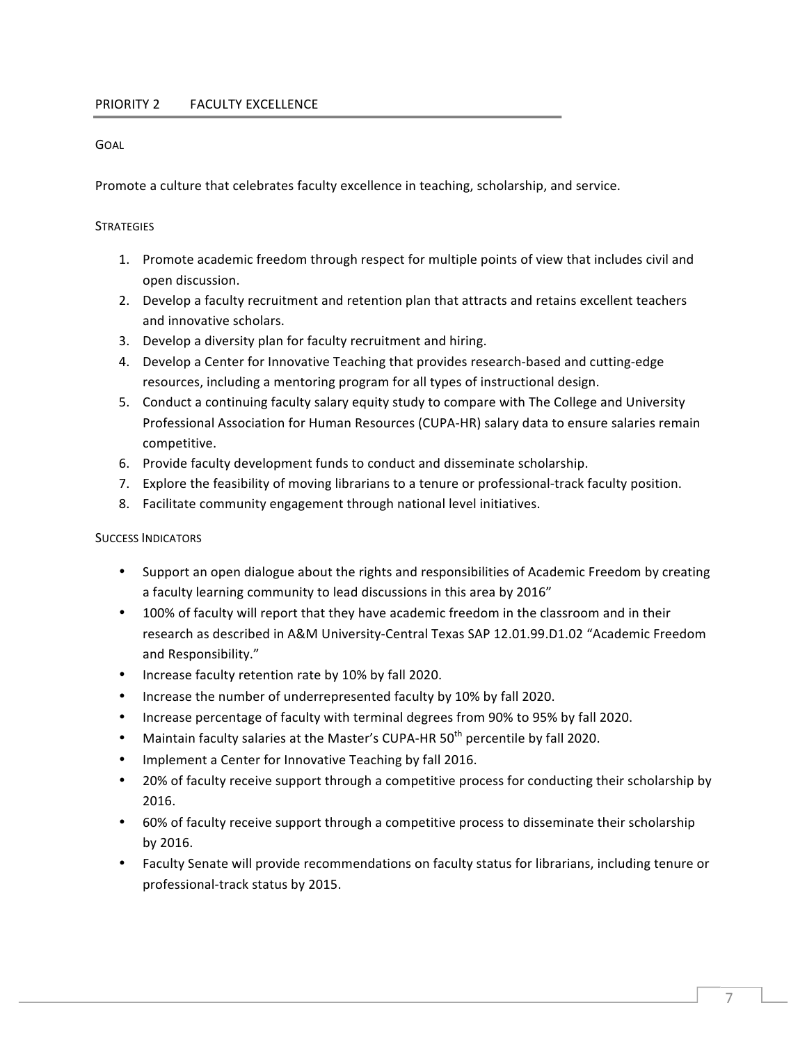## PRIORITY 2 FACULTY EXCELLENCE

### GOAL

Promote a culture that celebrates faculty excellence in teaching, scholarship, and service.

### STRATEGIES

1. Promote academic freedom through respect for multiple points of view that includes civil and open discussion.
2. Develop a faculty recruitment and retention plan that attracts and retains excellent teachers and innovative scholars.
3. Develop a diversity plan for faculty recruitment and hiring.
4. Develop a Center for Innovative Teaching that provides research-based and cutting-edge resources, including a mentoring program for all types of instructional design.
5. Conduct a continuing faculty salary equity study to compare with The College and University Professional Association for Human Resources (CUPA-HR) salary data to ensure salaries remain competitive.
6. Provide faculty development funds to conduct and disseminate scholarship.
7. Explore the feasibility of moving librarians to a tenure or professional-track faculty position.
8. Facilitate community engagement through national level initiatives.

### SUCCESS INDICATORS

- Support an open dialogue about the rights and responsibilities of Academic Freedom by creating a faculty learning community to lead discussions in this area by 2016"
- 100% of faculty will report that they have academic freedom in the classroom and in their research as described in A&M University-Central Texas SAP 12.01.99.D1.02 "Academic Freedom and Responsibility."
- Increase faculty retention rate by 10% by fall 2020.
- Increase the number of underrepresented faculty by 10% by fall 2020.
- Increase percentage of faculty with terminal degrees from 90% to 95% by fall 2020.
- Maintain faculty salaries at the Master's CUPA-HR 50th percentile by fall 2020.
- Implement a Center for Innovative Teaching by fall 2016.
- 20% of faculty receive support through a competitive process for conducting their scholarship by 2016.
- 60% of faculty receive support through a competitive process to disseminate their scholarship by 2016.
- Faculty Senate will provide recommendations on faculty status for librarians, including tenure or professional-track status by 2015.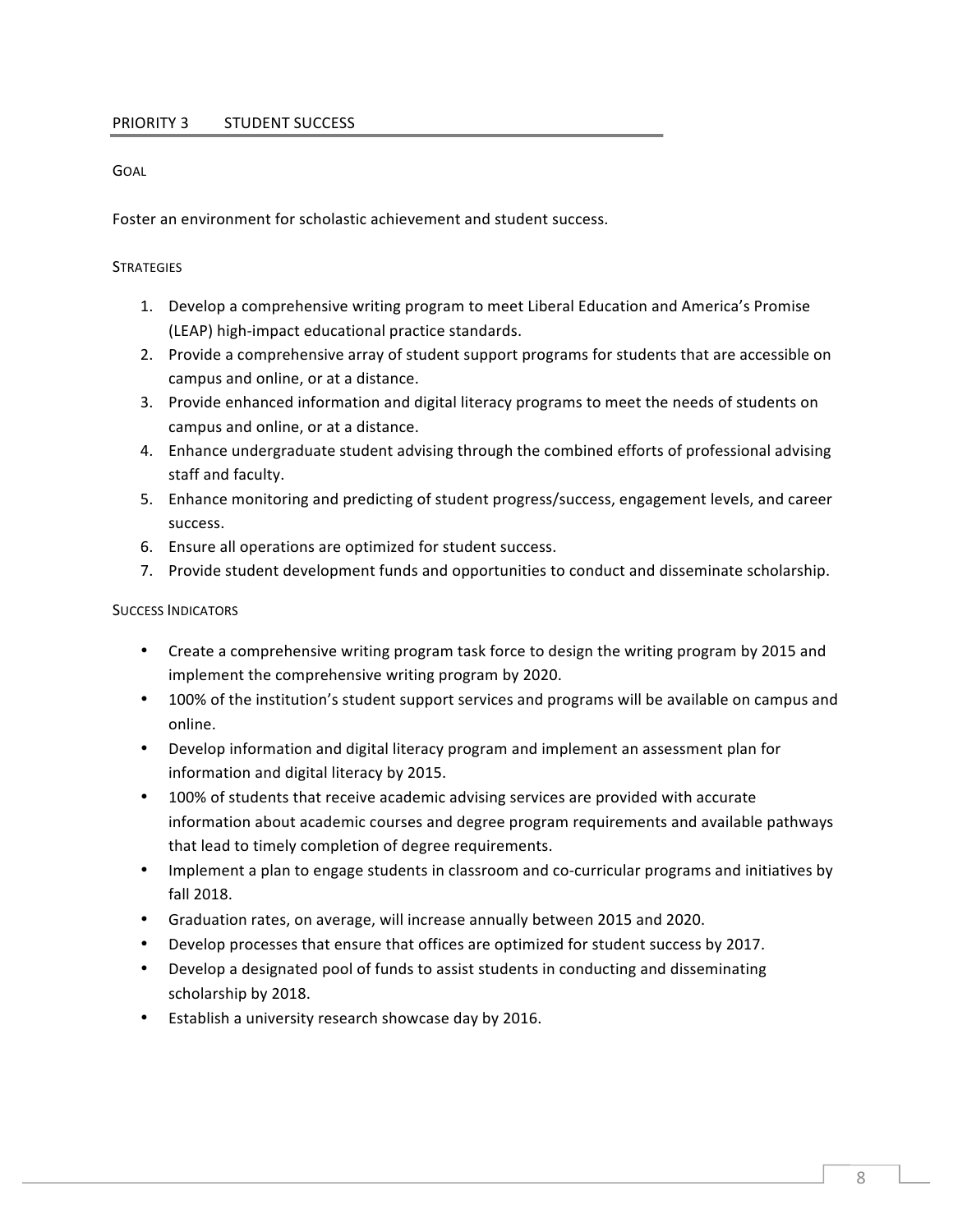## PRIORITY 3 STUDENT SUCCESS

### GOAL

Foster an environment for scholastic achievement and student success.

### STRATEGIES

1. Develop a comprehensive writing program to meet Liberal Education and America's Promise (LEAP) high-impact educational practice standards.
2. Provide a comprehensive array of student support programs for students that are accessible on campus and online, or at a distance.
3. Provide enhanced information and digital literacy programs to meet the needs of students on campus and online, or at a distance.
4. Enhance undergraduate student advising through the combined efforts of professional advising staff and faculty.
5. Enhance monitoring and predicting of student progress/success, engagement levels, and career success.
6. Ensure all operations are optimized for student success.
7. Provide student development funds and opportunities to conduct and disseminate scholarship.

### SUCCESS INDICATORS

- Create a comprehensive writing program task force to design the writing program by 2015 and implement the comprehensive writing program by 2020.
- 100% of the institution's student support services and programs will be available on campus and online.
- Develop information and digital literacy program and implement an assessment plan for information and digital literacy by 2015.
- 100% of students that receive academic advising services are provided with accurate information about academic courses and degree program requirements and available pathways that lead to timely completion of degree requirements.
- Implement a plan to engage students in classroom and co-curricular programs and initiatives by fall 2018.
- Graduation rates, on average, will increase annually between 2015 and 2020.
- Develop processes that ensure that offices are optimized for student success by 2017.
- Develop a designated pool of funds to assist students in conducting and disseminating scholarship by 2018.
- Establish a university research showcase day by 2016.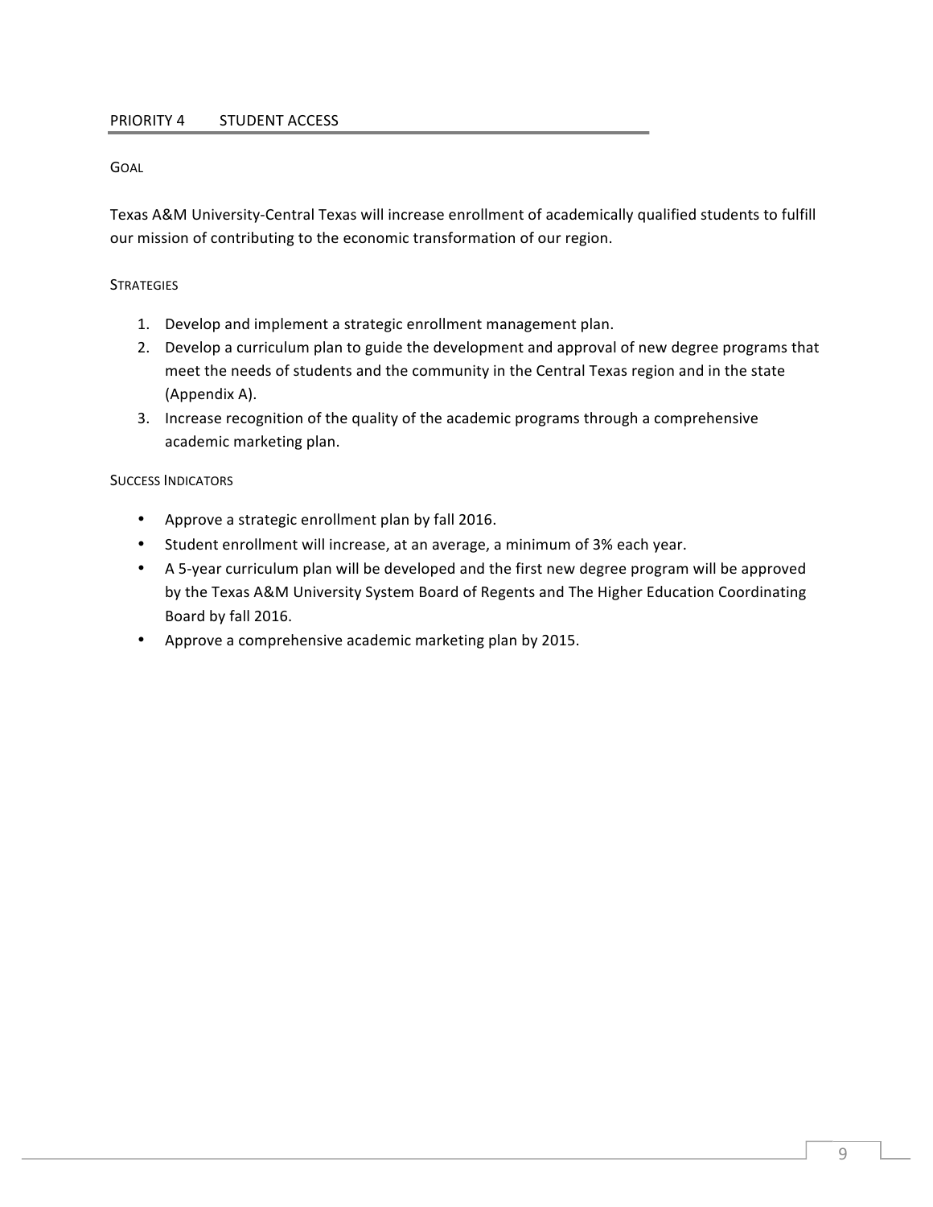## PRIORITY 4 STUDENT ACCESS

### GOAL

Texas A&M University-Central Texas will increase enrollment of academically qualified students to fulfill our mission of contributing to the economic transformation of our region.

### STRATEGIES

1. Develop and implement a strategic enrollment management plan.
2. Develop a curriculum plan to guide the development and approval of new degree programs that meet the needs of students and the community in the Central Texas region and in the state (Appendix A).
3. Increase recognition of the quality of the academic programs through a comprehensive academic marketing plan.

### SUCCESS INDICATORS

- Approve a strategic enrollment plan by fall 2016.
- Student enrollment will increase, at an average, a minimum of 3% each year.
- A 5-year curriculum plan will be developed and the first new degree program will be approved by the Texas A&M University System Board of Regents and The Higher Education Coordinating Board by fall 2016.
- Approve a comprehensive academic marketing plan by 2015.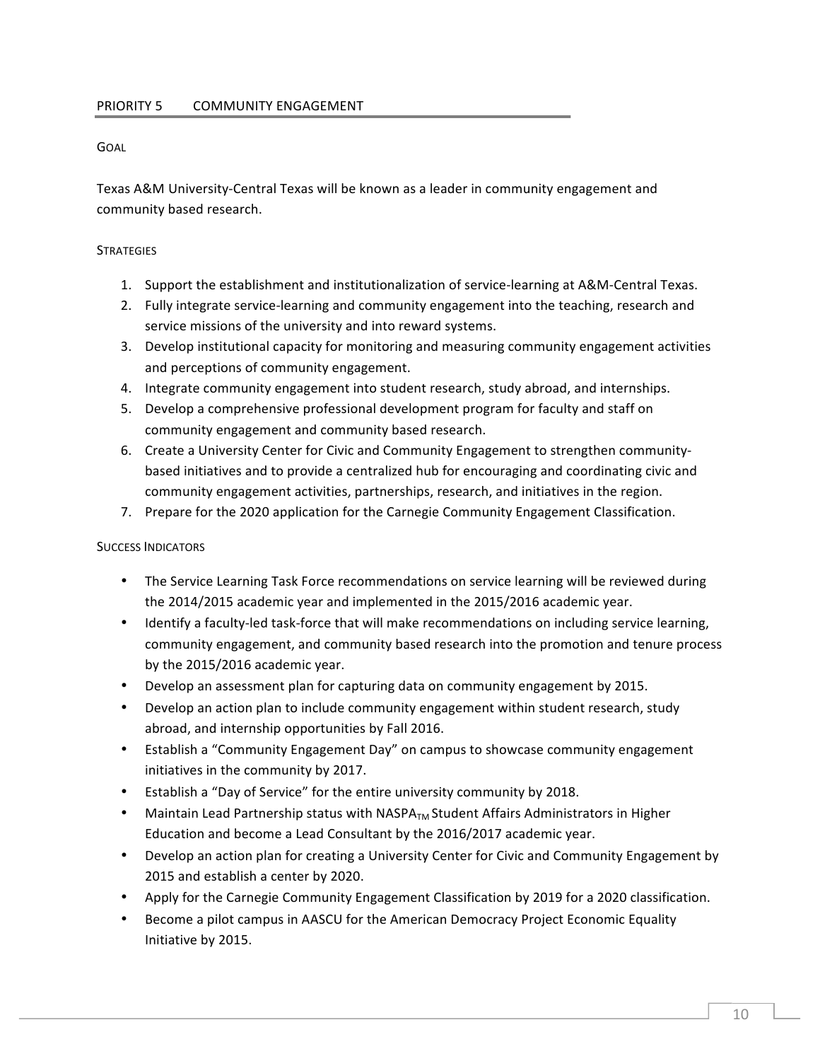## PRIORITY 5 COMMUNITY ENGAGEMENT

### GOAL

Texas A&M University-Central Texas will be known as a leader in community engagement and community based research.

### STRATEGIES

1. Support the establishment and institutionalization of service-learning at A&M-Central Texas.
2. Fully integrate service-learning and community engagement into the teaching, research and service missions of the university and into reward systems.
3. Develop institutional capacity for monitoring and measuring community engagement activities and perceptions of community engagement.
4. Integrate community engagement into student research, study abroad, and internships.
5. Develop a comprehensive professional development program for faculty and staff on community engagement and community based research.
6. Create a University Center for Civic and Community Engagement to strengthen community-based initiatives and to provide a centralized hub for encouraging and coordinating civic and community engagement activities, partnerships, research, and initiatives in the region.
7. Prepare for the 2020 application for the Carnegie Community Engagement Classification.

### SUCCESS INDICATORS

- The Service Learning Task Force recommendations on service learning will be reviewed during the 2014/2015 academic year and implemented in the 2015/2016 academic year.
- Identify a faculty-led task-force that will make recommendations on including service learning, community engagement, and community based research into the promotion and tenure process by the 2015/2016 academic year.
- Develop an assessment plan for capturing data on community engagement by 2015.
- Develop an action plan to include community engagement within student research, study abroad, and internship opportunities by Fall 2016.
- Establish a "Community Engagement Day" on campus to showcase community engagement initiatives in the community by 2017.
- Establish a "Day of Service" for the entire university community by 2018.
- Maintain Lead Partnership status with NASPA™ Student Affairs Administrators in Higher Education and become a Lead Consultant by the 2016/2017 academic year.
- Develop an action plan for creating a University Center for Civic and Community Engagement by 2015 and establish a center by 2020.
- Apply for the Carnegie Community Engagement Classification by 2019 for a 2020 classification.
- Become a pilot campus in AASCU for the American Democracy Project Economic Equality Initiative by 2015.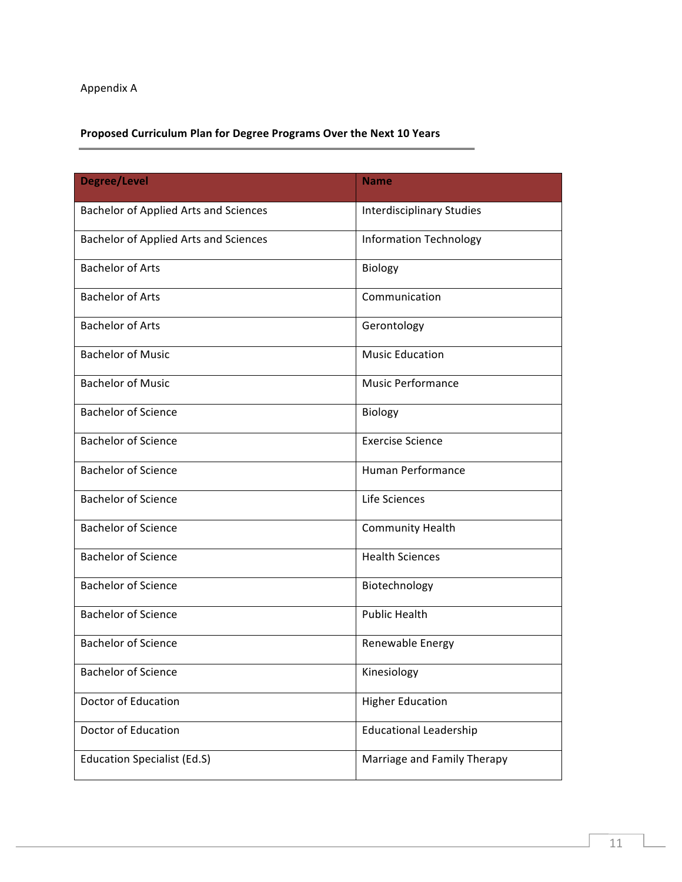Appendix A

**Proposed Curriculum Plan for Degree Programs Over the Next 10 Years**

| Degree/Level | Name |
|---|---|
| Bachelor of Applied Arts and Sciences | Interdisciplinary Studies |
| Bachelor of Applied Arts and Sciences | Information Technology |
| Bachelor of Arts | Biology |
| Bachelor of Arts | Communication |
| Bachelor of Arts | Gerontology |
| Bachelor of Music | Music Education |
| Bachelor of Music | Music Performance |
| Bachelor of Science | Biology |
| Bachelor of Science | Exercise Science |
| Bachelor of Science | Human Performance |
| Bachelor of Science | Life Sciences |
| Bachelor of Science | Community Health |
| Bachelor of Science | Health Sciences |
| Bachelor of Science | Biotechnology |
| Bachelor of Science | Public Health |
| Bachelor of Science | Renewable Energy |
| Bachelor of Science | Kinesiology |
| Doctor of Education | Higher Education |
| Doctor of Education | Educational Leadership |
| Education Specialist (Ed.S) | Marriage and Family Therapy |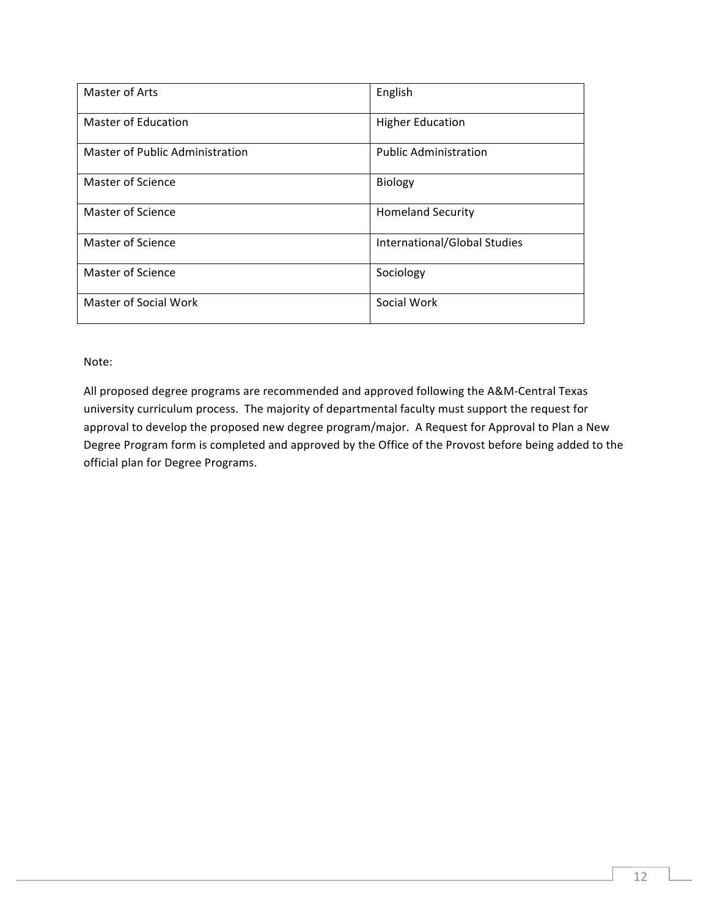| Master of Arts | English |
|---|---|
| Master of Education | Higher Education |
| Master of Public Administration | Public Administration |
| Master of Science | Biology |
| Master of Science | Homeland Security |
| Master of Science | International/Global Studies |
| Master of Science | Sociology |
| Master of Social Work | Social Work |

Note:

All proposed degree programs are recommended and approved following the A&M-Central Texas university curriculum process. The majority of departmental faculty must support the request for approval to develop the proposed new degree program/major. A Request for Approval to Plan a New Degree Program form is completed and approved by the Office of the Provost before being added to the official plan for Degree Programs.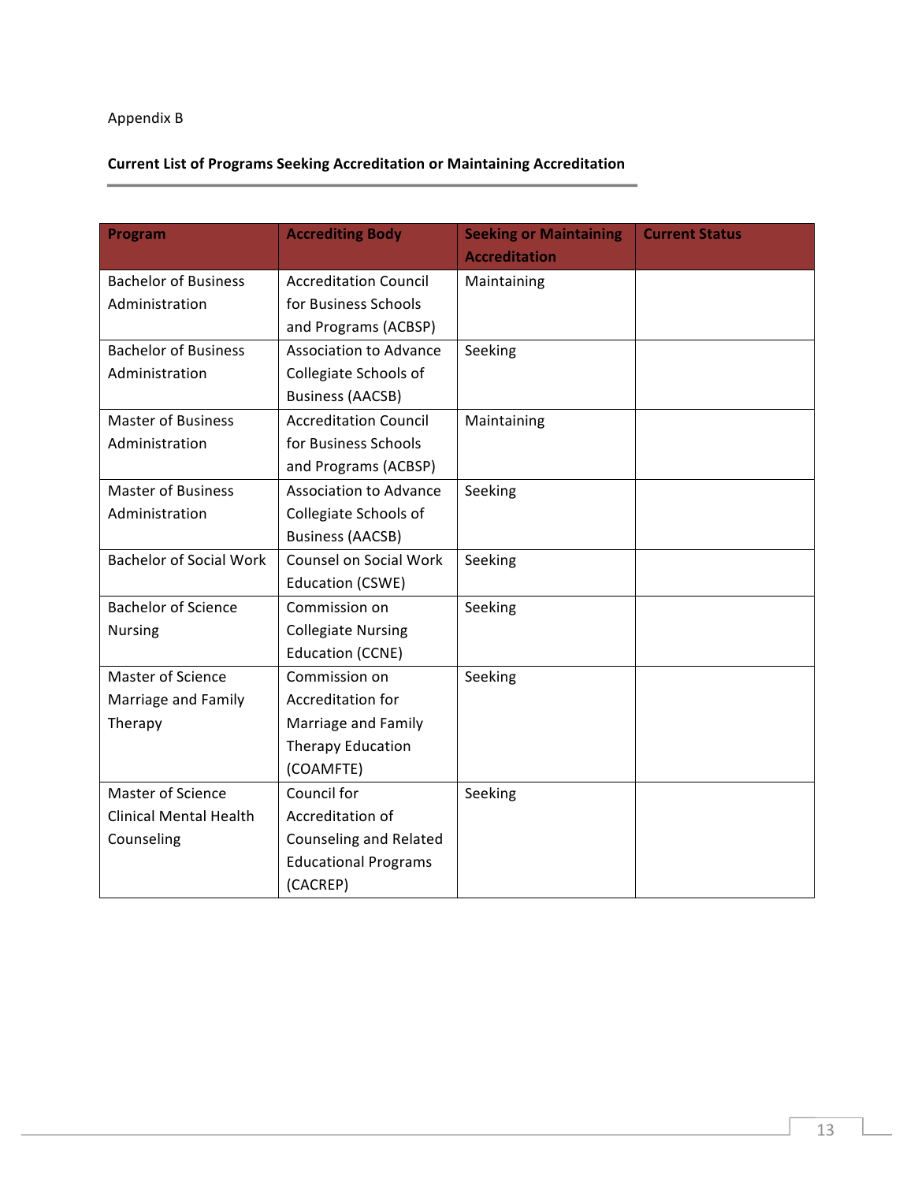Appendix B

**Current List of Programs Seeking Accreditation or Maintaining Accreditation**

| Program | Accrediting Body | Seeking or Maintaining Accreditation | Current Status |
|---|---|---|---|
| Bachelor of Business Administration | Accreditation Council for Business Schools and Programs (ACBSP) | Maintaining | |
| Bachelor of Business Administration | Association to Advance Collegiate Schools of Business (AACSB) | Seeking | |
| Master of Business Administration | Accreditation Council for Business Schools and Programs (ACBSP) | Maintaining | |
| Master of Business Administration | Association to Advance Collegiate Schools of Business (AACSB) | Seeking | |
| Bachelor of Social Work | Counsel on Social Work Education (CSWE) | Seeking | |
| Bachelor of Science Nursing | Commission on Collegiate Nursing Education (CCNE) | Seeking | |
| Master of Science Marriage and Family Therapy | Commission on Accreditation for Marriage and Family Therapy Education (COAMFTE) | Seeking | |
| Master of Science Clinical Mental Health Counseling | Council for Accreditation of Counseling and Related Educational Programs (CACREP) | Seeking | |